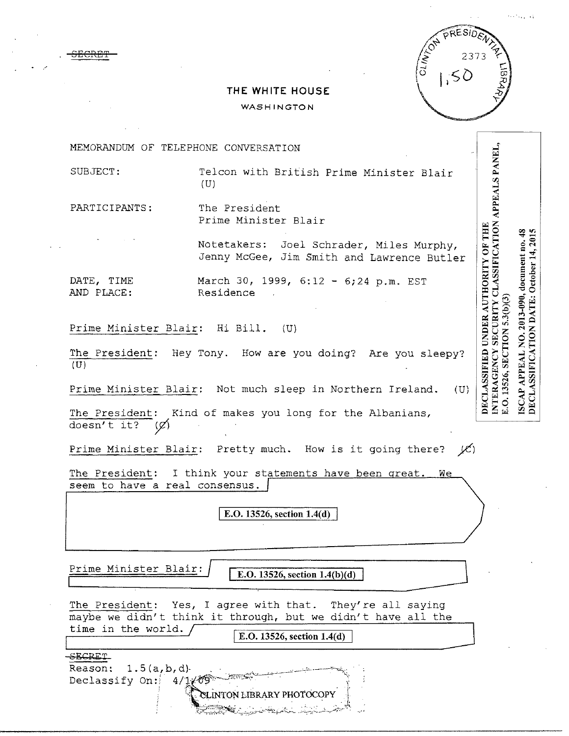~~SECRET~~

CLINTON PRESIDENTIAL LIBRARY 2373 1,50

# THE WHITE HOUSE

WASHINGTON

DECLASSIFIED UNDER AUTHORITY OF THE INTERAGENCY SECURITY CLASSIFICATION APPEALS PANEL, E.O. 13526, SECTION 5.3(b)(3)

ISCAP APPEAL NO. 2013-090, document no. 48
DECLASSIFICATION DATE: October 14, 2015

MEMORANDUM OF TELEPHONE CONVERSATION

SUBJECT: Telcon with British Prime Minister Blair (U)

PARTICIPANTS: The President
Prime Minister Blair

Notetakers: Joel Schrader, Miles Murphy, Jenny McGee, Jim Smith and Lawrence Butler

DATE, TIME AND PLACE: March 30, 1999, 6:12 - 6;24 p.m. EST
Residence

Prime Minister Blair: Hi Bill. (U)

The President: Hey Tony. How are you doing? Are you sleepy? (U)

Prime Minister Blair: Not much sleep in Northern Ireland. (U)

The President: Kind of makes you long for the Albanians, doesn't it? (C)

Prime Minister Blair: Pretty much. How is it going there? (C)

The President: I think your statements have been great. We seem to have a real consensus.

E.O. 13526, section 1.4(d)

Prime Minister Blair: E.O. 13526, section 1.4(b)(d)

The President: Yes, I agree with that. They're all saying maybe we didn't think it through, but we didn't have all the time in the world. E.O. 13526, section 1.4(d)

~~SECRET~~
Reason: 1.5(a,b,d)
Declassify On: 4/1/09

CLINTON LIBRARY PHOTOCOPY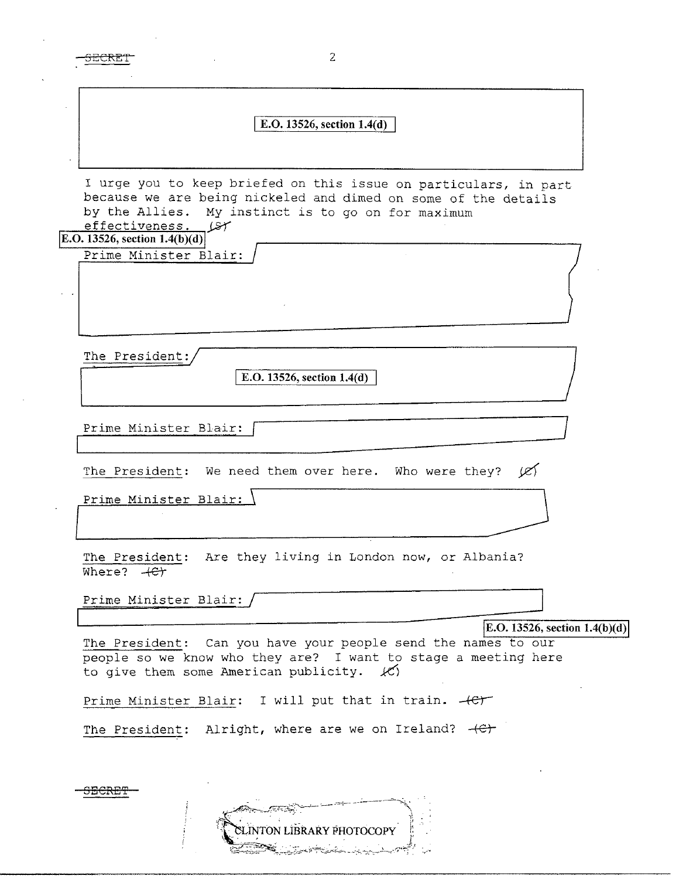E.O. 13526, section 1.4(d)

I urge you to keep briefed on this issue on particulars, in part because we are being nickeled and dimed on some of the details by the Allies. My instinct is to go on for maximum effectiveness. (S)

E.O. 13526, section 1.4(b)(d)

Prime Minister Blair:

The President:

E.O. 13526, section 1.4(d)

Prime Minister Blair:

The President: We need them over here. Who were they? (C)

Prime Minister Blair:

The President: Are they living in London now, or Albania? Where? (C)

Prime Minister Blair:

E.O. 13526, section 1.4(b)(d)

The President: Can you have your people send the names to our people so we know who they are? I want to stage a meeting here to give them some American publicity. (C)

Prime Minister Blair: I will put that in train. (C)

The President: Alright, where are we on Ireland? (C)

SECRET

CLINTON LIBRARY PHOTOCOPY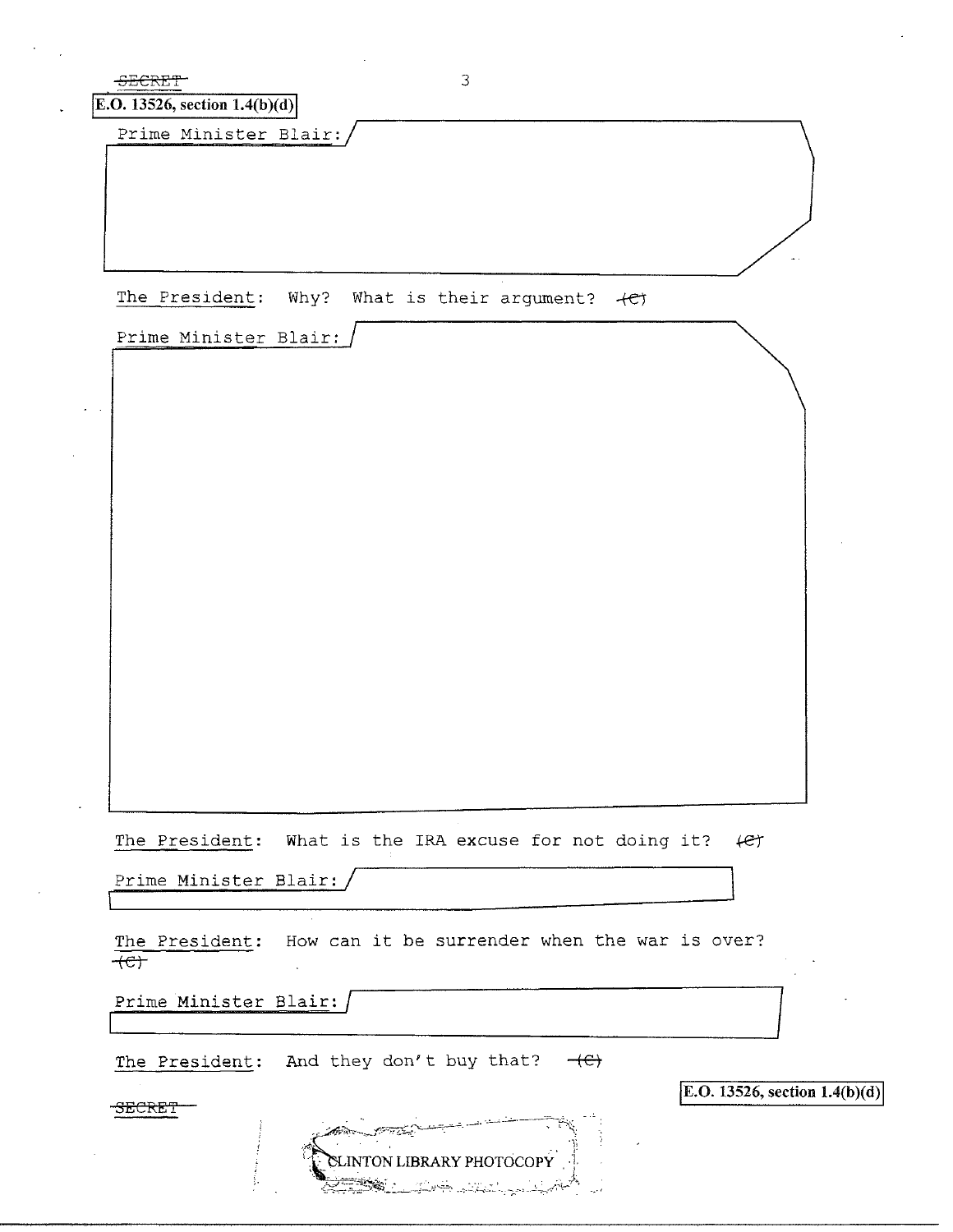SECRET

E.O. 13526, section 1.4(b)(d)

Prime Minister Blair:

The President: Why? What is their argument? (C)

Prime Minister Blair:

The President: What is the IRA excuse for not doing it? (C)

Prime Minister Blair:

The President: How can it be surrender when the war is over? (C)

Prime Minister Blair:

The President: And they don't buy that? (C)

E.O. 13526, section 1.4(b)(d)

SECRET

CLINTON LIBRARY PHOTOCOPY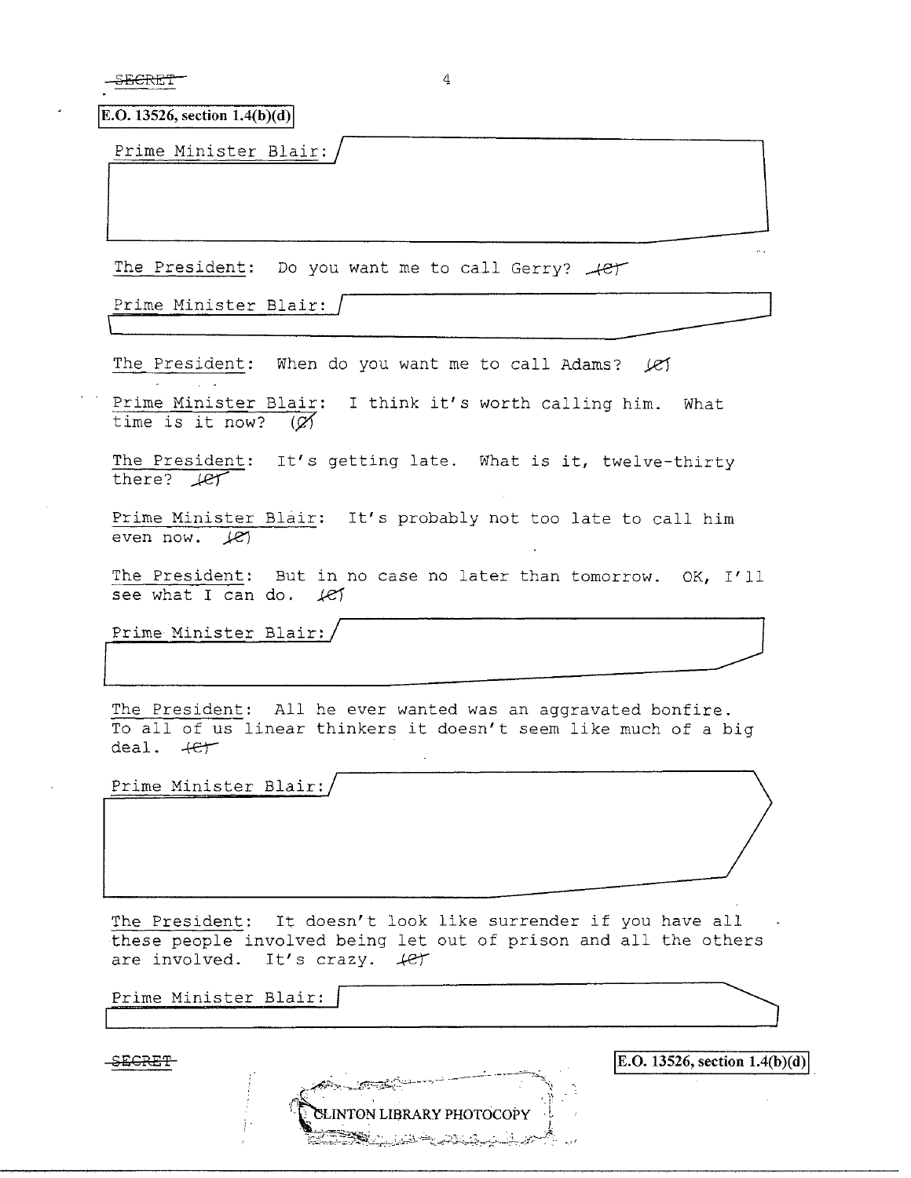SECRET

E.O. 13526, section 1.4(b)(d)

Prime Minister Blair:

The President: Do you want me to call Gerry? (C)

Prime Minister Blair:

The President: When do you want me to call Adams? (C)

Prime Minister Blair: I think it's worth calling him. What time is it now? (C)

The President: It's getting late. What is it, twelve-thirty there? (C)

Prime Minister Blair: It's probably not too late to call him even now. (C)

The President: But in no case no later than tomorrow. OK, I'll see what I can do. (C)

Prime Minister Blair:

The President: All he ever wanted was an aggravated bonfire. To all of us linear thinkers it doesn't seem like much of a big deal. (C)

Prime Minister Blair:

The President: It doesn't look like surrender if you have all these people involved being let out of prison and all the others are involved. It's crazy. (C)

Prime Minister Blair:

SECRET

E.O. 13526, section 1.4(b)(d)

CLINTON LIBRARY PHOTOCOPY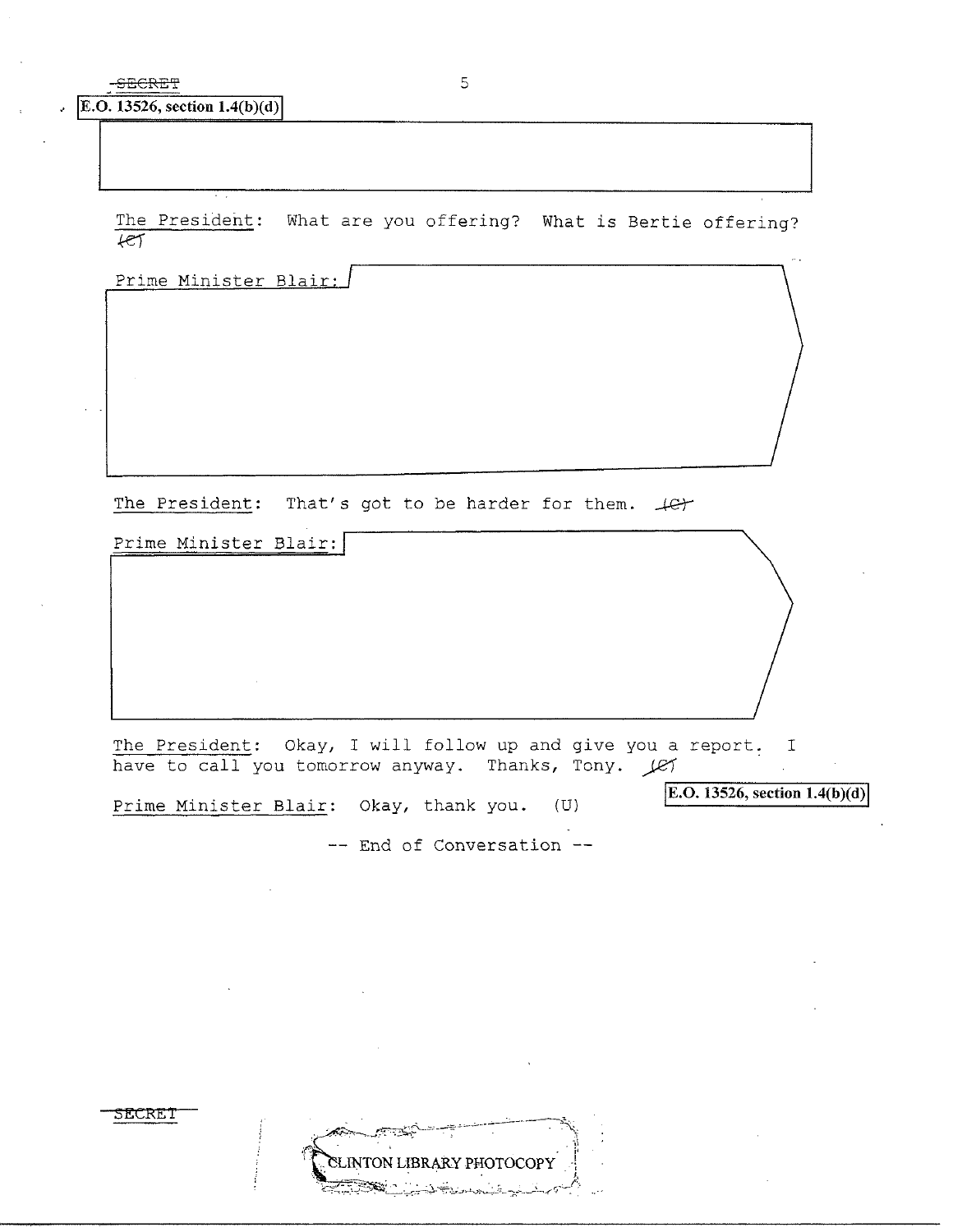SECRET

E.O. 13526, section 1.4(b)(d)

The President: What are you offering? What is Bertie offering? (C)

Prime Minister Blair:

The President: That's got to be harder for them. (C)

Prime Minister Blair:

The President: Okay, I will follow up and give you a report. I have to call you tomorrow anyway. Thanks, Tony. (C)

E.O. 13526, section 1.4(b)(d)

Prime Minister Blair: Okay, thank you. (U)

-- End of Conversation --

SECRET

CLINTON LIBRARY PHOTOCOPY